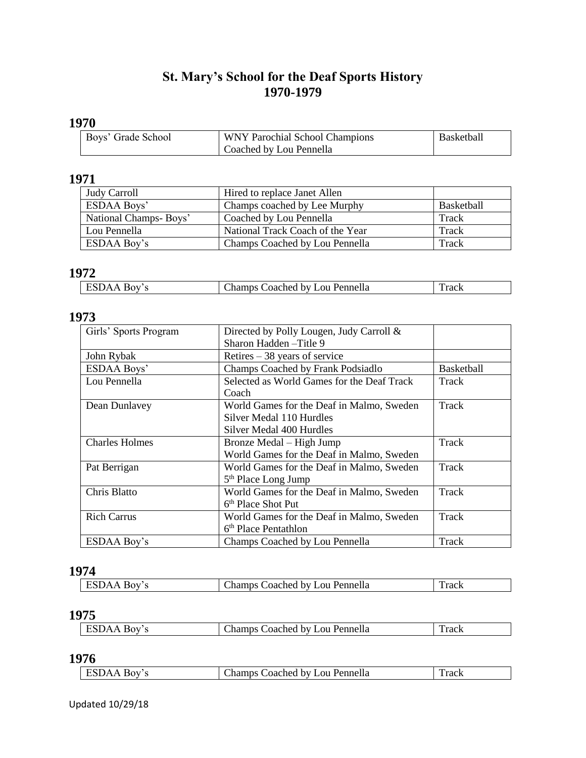# St. Mary's School for the Deaf Sports History
# 1970-1979

## 1970

| | | |
|---|---|---|
| Boys' Grade School | WNY Parochial School Champions Coached by Lou Pennella | Basketball |

## 1971

| | | |
|---|---|---|
| Judy Carroll | Hired to replace Janet Allen | |
| ESDAA Boys' | Champs coached by Lee Murphy | Basketball |
| National Champs- Boys' | Coached by Lou Pennella | Track |
| Lou Pennella | National Track Coach of the Year | Track |
| ESDAA Boy's | Champs Coached by Lou Pennella | Track |

## 1972

| | | |
|---|---|---|
| ESDAA Boy's | Champs Coached by Lou Pennella | Track |

## 1973

| | | |
|---|---|---|
| Girls' Sports Program | Directed by Polly Lougen, Judy Carroll & Sharon Hadden –Title 9 | |
| John Rybak | Retires – 38 years of service | |
| ESDAA Boys' | Champs Coached by Frank Podsiadlo | Basketball |
| Lou Pennella | Selected as World Games for the Deaf Track Coach | Track |
| Dean Dunlavey | World Games for the Deaf in Malmo, Sweden Silver Medal 110 Hurdles Silver Medal 400 Hurdles | Track |
| Charles Holmes | Bronze Medal – High Jump World Games for the Deaf in Malmo, Sweden | Track |
| Pat Berrigan | World Games for the Deaf in Malmo, Sweden 5th Place Long Jump | Track |
| Chris Blatto | World Games for the Deaf in Malmo, Sweden 6th Place Shot Put | Track |
| Rich Carrus | World Games for the Deaf in Malmo, Sweden 6th Place Pentathlon | Track |
| ESDAA Boy's | Champs Coached by Lou Pennella | Track |

## 1974

| | | |
|---|---|---|
| ESDAA Boy's | Champs Coached by Lou Pennella | Track |

## 1975

| | | |
|---|---|---|
| ESDAA Boy's | Champs Coached by Lou Pennella | Track |

## 1976

| | | |
|---|---|---|
| ESDAA Boy's | Champs Coached by Lou Pennella | Track |

Updated 10/29/18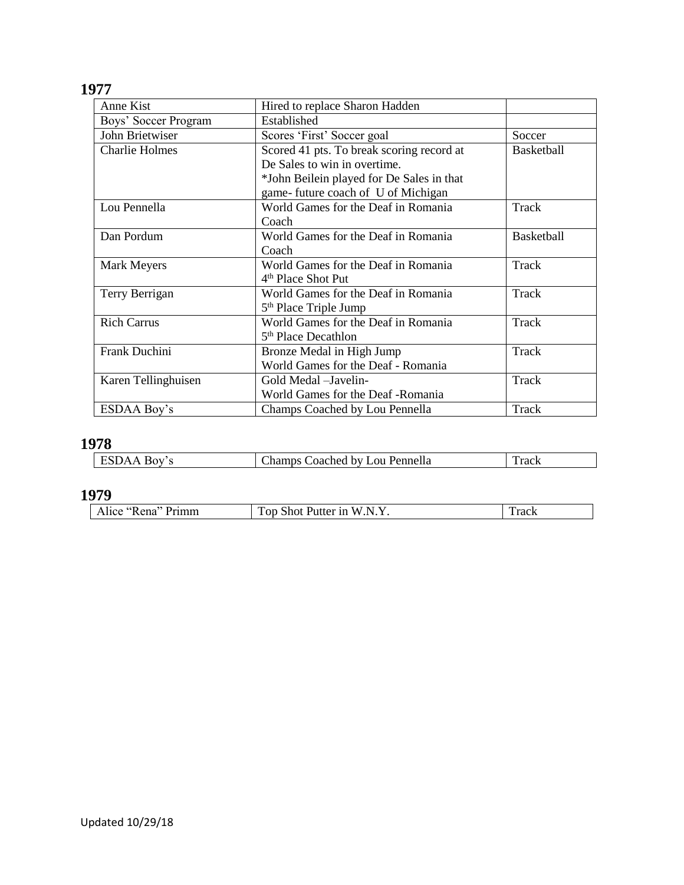# 1977

| | | |
|---|---|---|
| Anne Kist | Hired to replace Sharon Hadden | |
| Boys' Soccer Program | Established | |
| John Brietwiser | Scores 'First' Soccer goal | Soccer |
| Charlie Holmes | Scored 41 pts. To break scoring record at De Sales to win in overtime. *John Beilein played for De Sales in that game- future coach of U of Michigan | Basketball |
| Lou Pennella | World Games for the Deaf in Romania Coach | Track |
| Dan Pordum | World Games for the Deaf in Romania Coach | Basketball |
| Mark Meyers | World Games for the Deaf in Romania 4th Place Shot Put | Track |
| Terry Berrigan | World Games for the Deaf in Romania 5th Place Triple Jump | Track |
| Rich Carrus | World Games for the Deaf in Romania 5th Place Decathlon | Track |
| Frank Duchini | Bronze Medal in High Jump World Games for the Deaf - Romania | Track |
| Karen Tellinghuisen | Gold Medal –Javelin- World Games for the Deaf -Romania | Track |
| ESDAA Boy's | Champs Coached by Lou Pennella | Track |

# 1978

| | | |
|---|---|---|
| ESDAA Boy's | Champs Coached by Lou Pennella | Track |

# 1979

| | | |
|---|---|---|
| Alice "Rena" Primm | Top Shot Putter in W.N.Y. | Track |